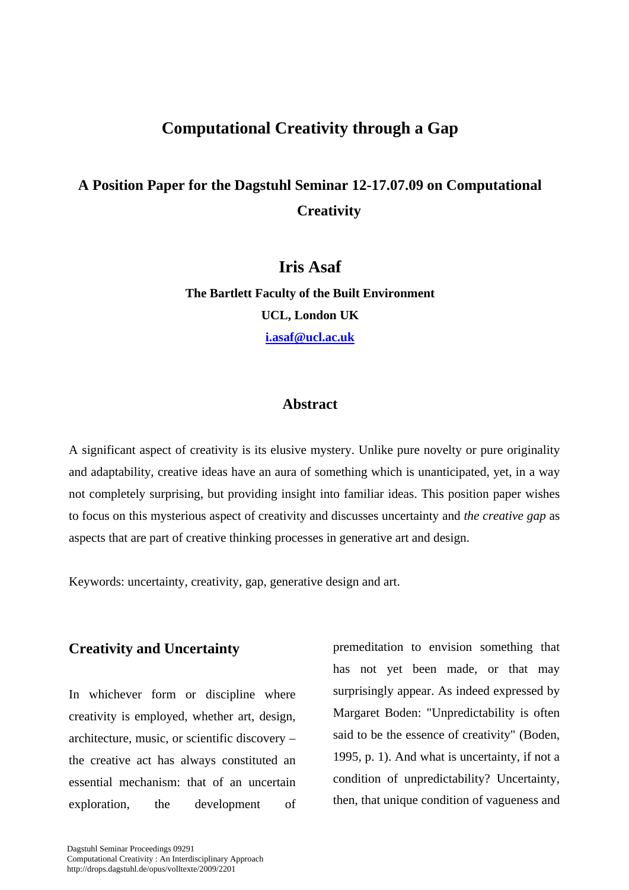# Computational Creativity through a Gap

## A Position Paper for the Dagstuhl Seminar 12-17.07.09 on Computational Creativity

### Iris Asaf

**The Bartlett Faculty of the Built Environment**

**UCL, London UK**

**i.asaf@ucl.ac.uk**

### Abstract

A significant aspect of creativity is its elusive mystery. Unlike pure novelty or pure originality and adaptability, creative ideas have an aura of something which is unanticipated, yet, in a way not completely surprising, but providing insight into familiar ideas. This position paper wishes to focus on this mysterious aspect of creativity and discusses uncertainty and *the creative gap* as aspects that are part of creative thinking processes in generative art and design.

Keywords: uncertainty, creativity, gap, generative design and art.

## Creativity and Uncertainty

In whichever form or discipline where creativity is employed, whether art, design, architecture, music, or scientific discovery – the creative act has always constituted an essential mechanism: that of an uncertain exploration, the development of premeditation to envision something that has not yet been made, or that may surprisingly appear. As indeed expressed by Margaret Boden: "Unpredictability is often said to be the essence of creativity" (Boden, 1995, p. 1). And what is uncertainty, if not a condition of unpredictability? Uncertainty, then, that unique condition of vagueness and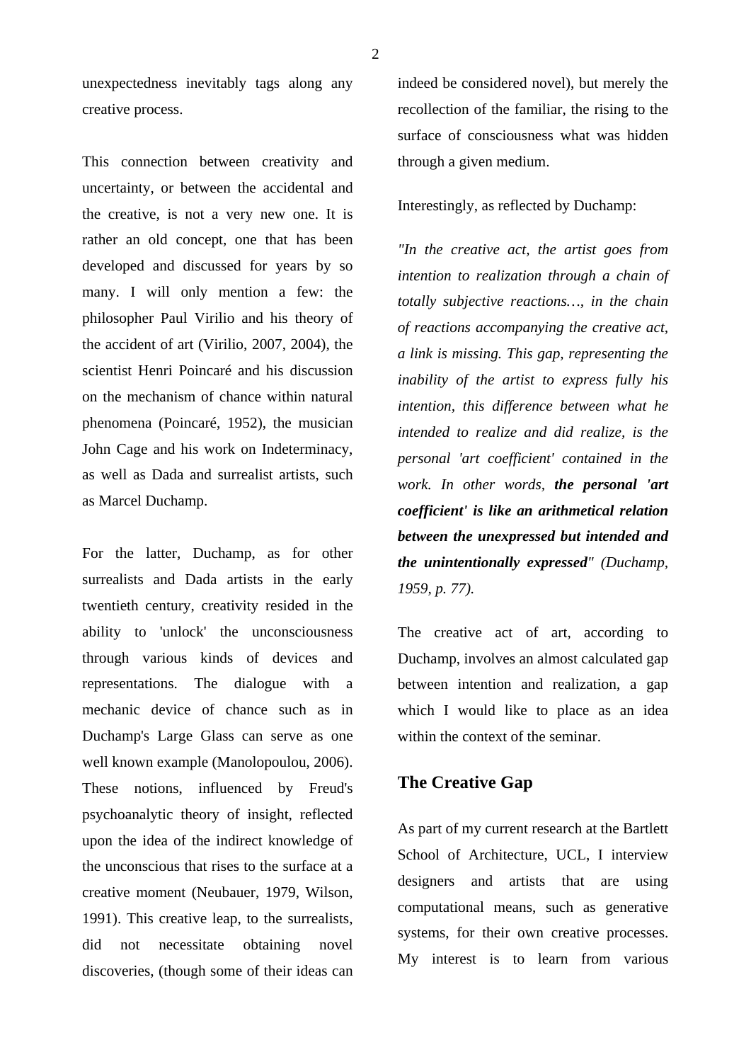unexpectedness inevitably tags along any creative process.

This connection between creativity and uncertainty, or between the accidental and the creative, is not a very new one. It is rather an old concept, one that has been developed and discussed for years by so many. I will only mention a few: the philosopher Paul Virilio and his theory of the accident of art (Virilio, 2007, 2004), the scientist Henri Poincaré and his discussion on the mechanism of chance within natural phenomena (Poincaré, 1952), the musician John Cage and his work on Indeterminacy, as well as Dada and surrealist artists, such as Marcel Duchamp.

For the latter, Duchamp, as for other surrealists and Dada artists in the early twentieth century, creativity resided in the ability to 'unlock' the unconsciousness through various kinds of devices and representations. The dialogue with a mechanic device of chance such as in Duchamp's Large Glass can serve as one well known example (Manolopoulou, 2006). These notions, influenced by Freud's psychoanalytic theory of insight, reflected upon the idea of the indirect knowledge of the unconscious that rises to the surface at a creative moment (Neubauer, 1979, Wilson, 1991). This creative leap, to the surrealists, did not necessitate obtaining novel discoveries, (though some of their ideas can indeed be considered novel), but merely the recollection of the familiar, the rising to the surface of consciousness what was hidden through a given medium.

Interestingly, as reflected by Duchamp:

*"In the creative act, the artist goes from intention to realization through a chain of totally subjective reactions…, in the chain of reactions accompanying the creative act, a link is missing. This gap, representing the inability of the artist to express fully his intention, this difference between what he intended to realize and did realize, is the personal 'art coefficient' contained in the work. In other words,* ***the personal 'art coefficient' is like an arithmetical relation between the unexpressed but intended and the unintentionally expressed****" (Duchamp, 1959, p. 77).*

The creative act of art, according to Duchamp, involves an almost calculated gap between intention and realization, a gap which I would like to place as an idea within the context of the seminar.

## The Creative Gap

As part of my current research at the Bartlett School of Architecture, UCL, I interview designers and artists that are using computational means, such as generative systems, for their own creative processes. My interest is to learn from various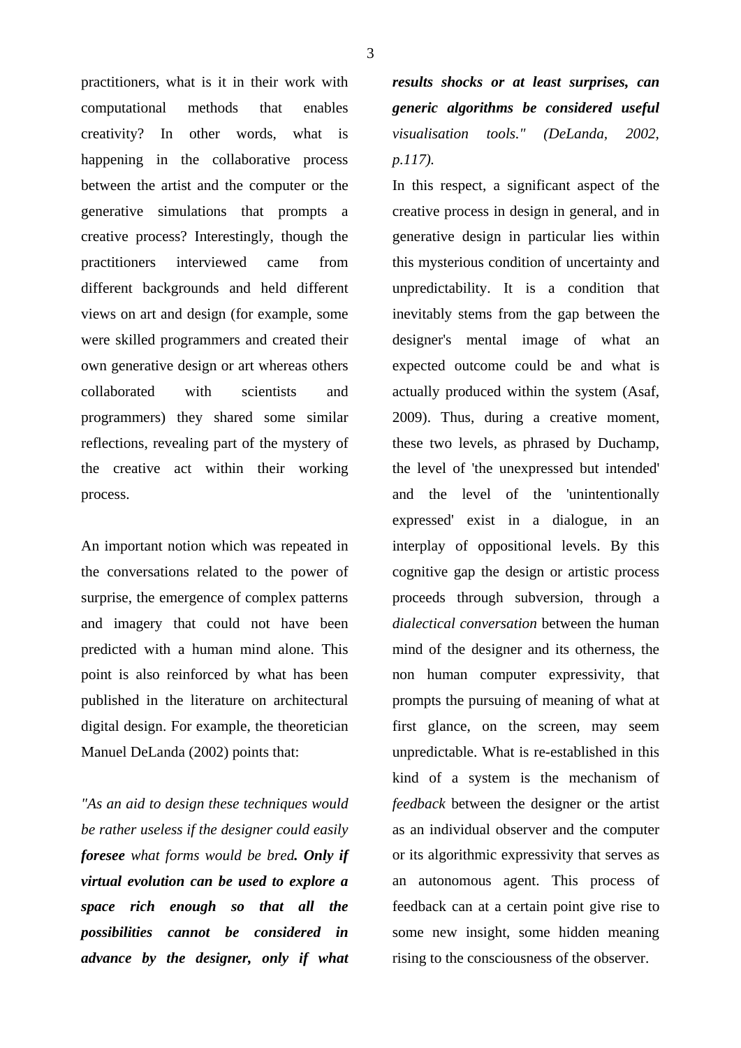practitioners, what is it in their work with computational methods that enables creativity? In other words, what is happening in the collaborative process between the artist and the computer or the generative simulations that prompts a creative process? Interestingly, though the practitioners interviewed came from different backgrounds and held different views on art and design (for example, some were skilled programmers and created their own generative design or art whereas others collaborated with scientists and programmers) they shared some similar reflections, revealing part of the mystery of the creative act within their working process.

An important notion which was repeated in the conversations related to the power of surprise, the emergence of complex patterns and imagery that could not have been predicted with a human mind alone. This point is also reinforced by what has been published in the literature on architectural digital design. For example, the theoretician Manuel DeLanda (2002) points that:

*"As an aid to design these techniques would be rather useless if the designer could easily* ***foresee*** *what forms would be bred****. Only if virtual evolution can be used to explore a space rich enough so that all the possibilities cannot be considered in advance by the designer, only if what results shocks or at least surprises, can generic algorithms be considered useful*** *visualisation tools." (DeLanda, 2002, p.117).*

In this respect, a significant aspect of the creative process in design in general, and in generative design in particular lies within this mysterious condition of uncertainty and unpredictability. It is a condition that inevitably stems from the gap between the designer's mental image of what an expected outcome could be and what is actually produced within the system (Asaf, 2009). Thus, during a creative moment, these two levels, as phrased by Duchamp, the level of 'the unexpressed but intended' and the level of the 'unintentionally expressed' exist in a dialogue, in an interplay of oppositional levels. By this cognitive gap the design or artistic process proceeds through subversion, through a *dialectical conversation* between the human mind of the designer and its otherness, the non human computer expressivity, that prompts the pursuing of meaning of what at first glance, on the screen, may seem unpredictable. What is re-established in this kind of a system is the mechanism of *feedback* between the designer or the artist as an individual observer and the computer or its algorithmic expressivity that serves as an autonomous agent. This process of feedback can at a certain point give rise to some new insight, some hidden meaning rising to the consciousness of the observer.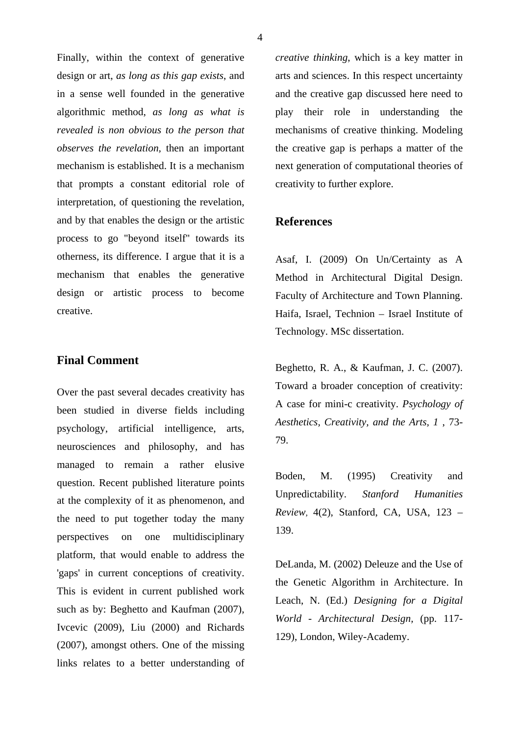Finally, within the context of generative design or art, *as long as this gap exists*, and in a sense well founded in the generative algorithmic method, *as long as what is revealed is non obvious to the person that observes the revelation,* then an important mechanism is established. It is a mechanism that prompts a constant editorial role of interpretation, of questioning the revelation, and by that enables the design or the artistic process to go "beyond itself" towards its otherness, its difference. I argue that it is a mechanism that enables the generative design or artistic process to become creative.

## Final Comment

Over the past several decades creativity has been studied in diverse fields including psychology, artificial intelligence, arts, neurosciences and philosophy, and has managed to remain a rather elusive question. Recent published literature points at the complexity of it as phenomenon, and the need to put together today the many perspectives on one multidisciplinary platform, that would enable to address the 'gaps' in current conceptions of creativity. This is evident in current published work such as by: Beghetto and Kaufman (2007), Ivcevic (2009), Liu (2000) and Richards (2007), amongst others. One of the missing links relates to a better understanding of *creative thinking*, which is a key matter in arts and sciences. In this respect uncertainty and the creative gap discussed here need to play their role in understanding the mechanisms of creative thinking. Modeling the creative gap is perhaps a matter of the next generation of computational theories of creativity to further explore.

## References

Asaf, I. (2009) On Un/Certainty as A Method in Architectural Digital Design. Faculty of Architecture and Town Planning. Haifa, Israel, Technion – Israel Institute of Technology. MSc dissertation.

Beghetto, R. A., & Kaufman, J. C. (2007). Toward a broader conception of creativity: A case for mini-c creativity. *Psychology of Aesthetics, Creativity, and the Arts, 1* , 73-79.

Boden, M. (1995) Creativity and Unpredictability. *Stanford Humanities Review,* 4(2), Stanford, CA, USA, 123 – 139.

DeLanda, M. (2002) Deleuze and the Use of the Genetic Algorithm in Architecture. In Leach, N. (Ed.) *Designing for a Digital World - Architectural Design,* (pp. 117-129), London, Wiley-Academy.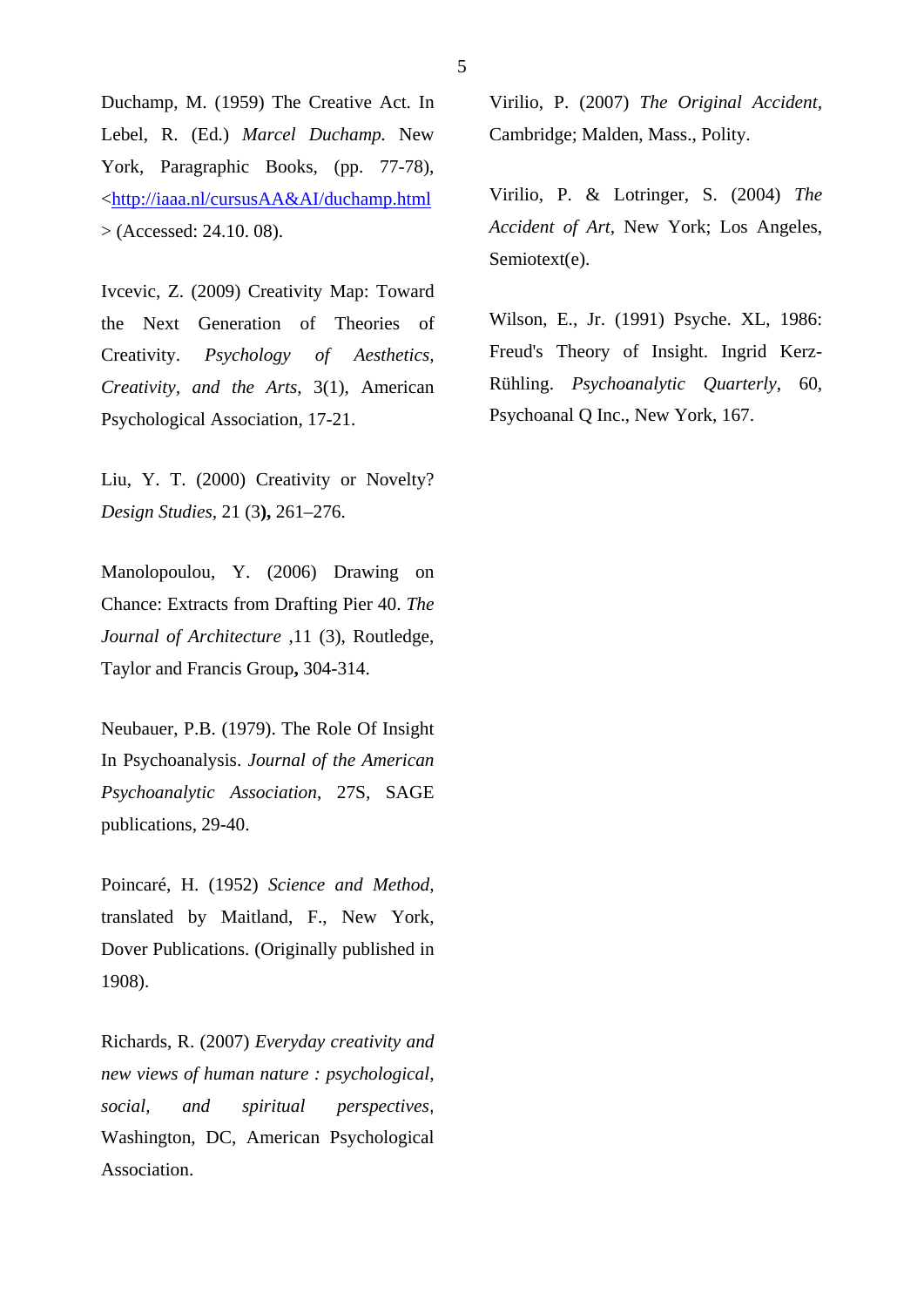Duchamp, M. (1959) The Creative Act. In Lebel, R. (Ed.) *Marcel Duchamp.* New York, Paragraphic Books, (pp. 77-78), <http://iaaa.nl/cursusAA&AI/duchamp.html> (Accessed: 24.10. 08).

Ivcevic, Z. (2009) Creativity Map: Toward the Next Generation of Theories of Creativity. *Psychology of Aesthetics, Creativity, and the Arts*, 3(1), American Psychological Association, 17-21.

Liu, Y. T. (2000) Creativity or Novelty? *Design Studies*, 21 (3**),** 261–276.

Manolopoulou, Y. (2006) Drawing on Chance: Extracts from Drafting Pier 40. *The Journal of Architecture* ,11 (3), Routledge, Taylor and Francis Group**,** 304-314.

Neubauer, P.B. (1979). The Role Of Insight In Psychoanalysis. *Journal of the American Psychoanalytic Association*, 27S, SAGE publications, 29-40.

Poincaré, H. (1952) *Science and Method,* translated by Maitland, F., New York, Dover Publications. (Originally published in 1908).

Richards, R. (2007) *Everyday creativity and new views of human nature : psychological, social, and spiritual perspectives*, Washington, DC, American Psychological Association.

Virilio, P. (2007) *The Original Accident*, Cambridge; Malden, Mass., Polity.

Virilio, P. & Lotringer, S. (2004) *The Accident of Art*, New York; Los Angeles, Semiotext(e).

Wilson, E., Jr. (1991) Psyche. XL, 1986: Freud's Theory of Insight. Ingrid Kerz-Rühling. *Psychoanalytic Quarterly*, 60, Psychoanal Q Inc., New York, 167.